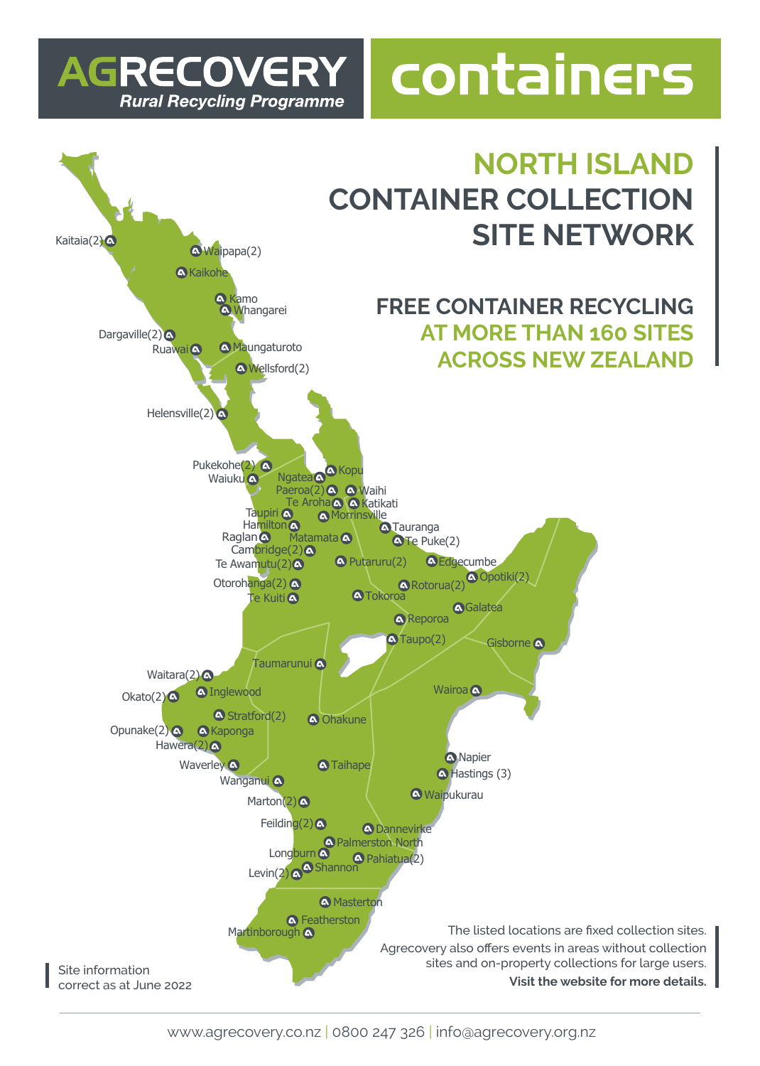# AGRECOVERY

*Rural Recycling Programme*

# containers

## NORTH ISLAND CONTAINER COLLECTION SITE NETWORK

**FREE CONTAINER RECYCLING AT MORE THAN 160 SITES ACROSS NEW ZEALAND**

Kaitaia(2)
Waipapa(2)
Kaikohe
Kamo
Whangarei
Dargaville(2)
Ruawai
Maungaturoto
Wellsford(2)
Helensville(2)
Pukekohe(2)
Waiuku
Ngatea
Kopu
Paeroa(2)
Waihi
Te Aroha
Katikati
Taupiri
Morrinsville
Hamilton
Tauranga
Raglan
Matamata
Te Puke(2)
Cambridge(2)
Te Awamutu(2)
Putaruru(2)
Edgecumbe
Otorohanga(2)
Opotiki(2)
Rotorua(2)
Te Kuiti
Tokoroa
Galatea
Reporoa
Taupo(2)
Gisborne
Taumarunui
Waitara(2)
Wairoa
Okato(2)
Inglewood
Stratford(2)
Ohakune
Opunake(2)
Kaponga
Hawera(2)
Napier
Waverley
Taihape
Hastings (3)
Wanganui
Waipukurau
Marton(2)
Feilding(2)
Dannevirke
Palmerston North
Longburn
Pahiatua(2)
Levin(2)
Shannon
Masterton
Featherston
Martinborough

The listed locations are fixed collection sites. Agrecovery also offers events in areas without collection sites and on-property collections for large users. **Visit the website for more details.**

Site information correct as at June 2022

www.agrecovery.co.nz | 0800 247 326 | info@agrecovery.org.nz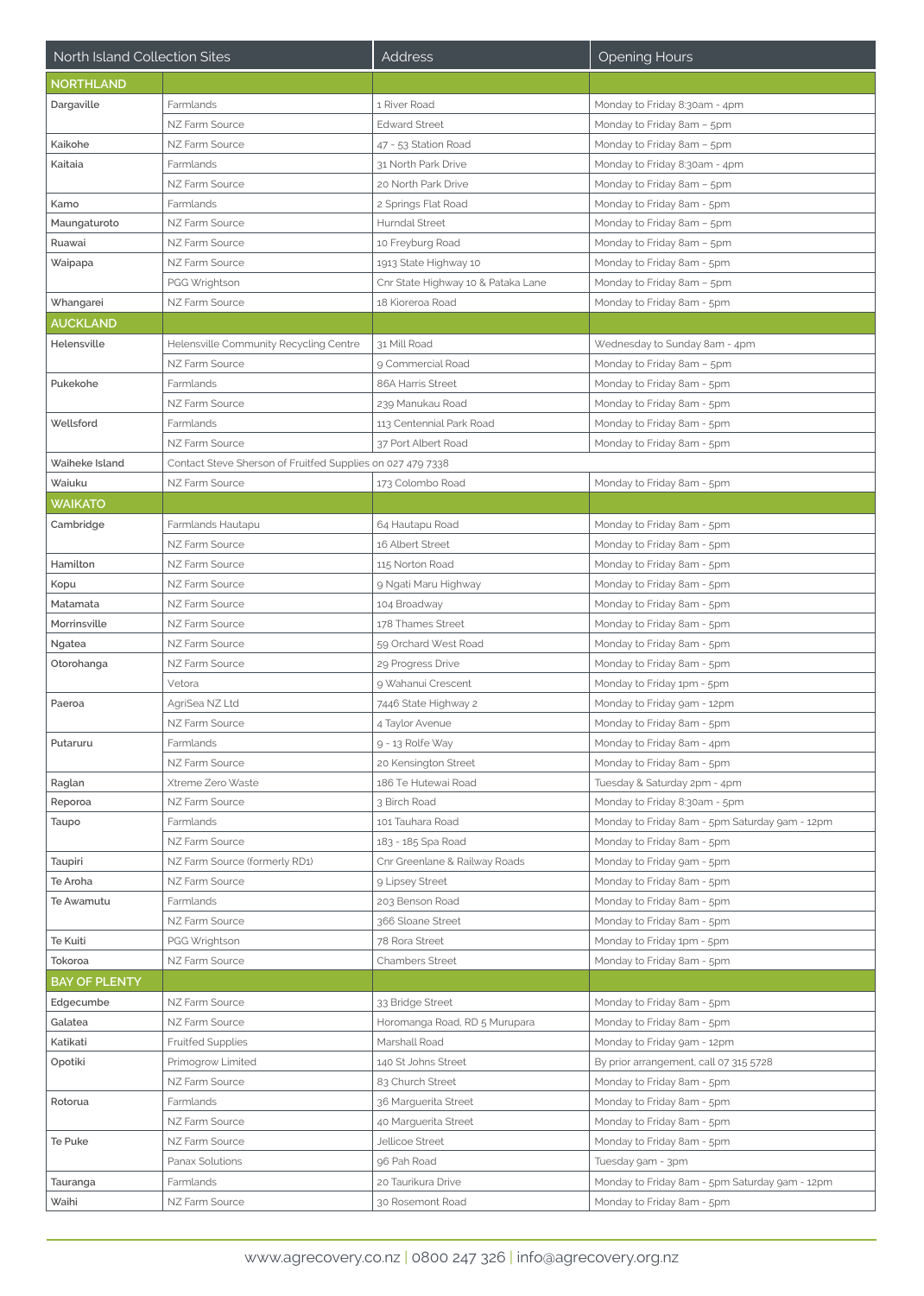| North Island Collection Sites | | Address | Opening Hours |
|---|---|---|---|
| **NORTHLAND** | | | |
| Dargaville | Farmlands | 1 River Road | Monday to Friday 8:30am - 4pm |
| | NZ Farm Source | Edward Street | Monday to Friday 8am – 5pm |
| Kaikohe | NZ Farm Source | 47 - 53 Station Road | Monday to Friday 8am – 5pm |
| Kaitaia | Farmlands | 31 North Park Drive | Monday to Friday 8:30am - 4pm |
| | NZ Farm Source | 20 North Park Drive | Monday to Friday 8am – 5pm |
| Kamo | Farmlands | 2 Springs Flat Road | Monday to Friday 8am – 5pm |
| Maungaturoto | NZ Farm Source | Hurndal Street | Monday to Friday 8am – 5pm |
| Ruawai | NZ Farm Source | 10 Freyburg Road | Monday to Friday 8am – 5pm |
| Waipapa | NZ Farm Source | 1913 State Highway 10 | Monday to Friday 8am - 5pm |
| | PGG Wrightson | Cnr State Highway 10 & Pataka Lane | Monday to Friday 8am – 5pm |
| Whangarei | NZ Farm Source | 18 Kioreroa Road | Monday to Friday 8am - 5pm |
| **AUCKLAND** | | | |
| Helensville | Helensville Community Recycling Centre | 31 Mill Road | Wednesday to Sunday 8am - 4pm |
| | NZ Farm Source | 9 Commercial Road | Monday to Friday 8am – 5pm |
| Pukekohe | Farmlands | 86A Harris Street | Monday to Friday 8am - 5pm |
| | NZ Farm Source | 239 Manukau Road | Monday to Friday 8am - 5pm |
| Wellsford | Farmlands | 113 Centennial Park Road | Monday to Friday 8am - 5pm |
| | NZ Farm Source | 37 Port Albert Road | Monday to Friday 8am - 5pm |
| Waiheke Island | Contact Steve Sherson of Fruitfed Supplies on 027 479 7338 | | |
| Waiuku | NZ Farm Source | 173 Colombo Road | Monday to Friday 8am - 5pm |
| **WAIKATO** | | | |
| Cambridge | Farmlands Hautapu | 64 Hautapu Road | Monday to Friday 8am - 5pm |
| | NZ Farm Source | 16 Albert Street | Monday to Friday 8am - 5pm |
| Hamilton | NZ Farm Source | 115 Norton Road | Monday to Friday 8am - 5pm |
| Kopu | NZ Farm Source | 9 Ngati Maru Highway | Monday to Friday 8am - 5pm |
| Matamata | NZ Farm Source | 104 Broadway | Monday to Friday 8am - 5pm |
| Morrinsville | NZ Farm Source | 178 Thames Street | Monday to Friday 8am - 5pm |
| Ngatea | NZ Farm Source | 59 Orchard West Road | Monday to Friday 8am - 5pm |
| Otorohanga | NZ Farm Source | 29 Progress Drive | Monday to Friday 8am - 5pm |
| | Vetora | 9 Wahanui Crescent | Monday to Friday 1pm - 5pm |
| Paeroa | AgriSea NZ Ltd | 7446 State Highway 2 | Monday to Friday 9am - 12pm |
| | NZ Farm Source | 4 Taylor Avenue | Monday to Friday 8am - 5pm |
| Putaruru | Farmlands | 9 - 13 Rolfe Way | Monday to Friday 8am - 4pm |
| | NZ Farm Source | 20 Kensington Street | Monday to Friday 8am - 5pm |
| Raglan | Xtreme Zero Waste | 186 Te Hutewai Road | Tuesday & Saturday 2pm - 4pm |
| Reporoa | NZ Farm Source | 3 Birch Road | Monday to Friday 8:30am - 5pm |
| Taupo | Farmlands | 101 Tauhara Road | Monday to Friday 8am - 5pm Saturday 9am - 12pm |
| | NZ Farm Source | 183 - 185 Spa Road | Monday to Friday 8am - 5pm |
| Taupiri | NZ Farm Source (formerly RD1) | Cnr Greenlane & Railway Roads | Monday to Friday 9am - 5pm |
| Te Aroha | NZ Farm Source | 9 Lipsey Street | Monday to Friday 8am - 5pm |
| Te Awamutu | Farmlands | 203 Benson Road | Monday to Friday 8am - 5pm |
| | NZ Farm Source | 366 Sloane Street | Monday to Friday 8am - 5pm |
| Te Kuiti | PGG Wrightson | 78 Rora Street | Monday to Friday 1pm - 5pm |
| Tokoroa | NZ Farm Source | Chambers Street | Monday to Friday 8am - 5pm |
| **BAY OF PLENTY** | | | |
| Edgecumbe | NZ Farm Source | 33 Bridge Street | Monday to Friday 8am - 5pm |
| Galatea | NZ Farm Source | Horomanga Road, RD 5 Murupara | Monday to Friday 8am - 5pm |
| Katikati | Fruitfed Supplies | Marshall Road | Monday to Friday 9am - 12pm |
| Opotiki | Primogrow Limited | 140 St Johns Street | By prior arrangement, call 07 315 5728 |
| | NZ Farm Source | 83 Church Street | Monday to Friday 8am - 5pm |
| Rotorua | Farmlands | 36 Marguerita Street | Monday to Friday 8am - 5pm |
| | NZ Farm Source | 40 Marguerita Street | Monday to Friday 8am - 5pm |
| Te Puke | NZ Farm Source | Jellicoe Street | Monday to Friday 8am - 5pm |
| | Panax Solutions | 96 Pah Road | Tuesday 9am - 3pm |
| Tauranga | Farmlands | 20 Taurikura Drive | Monday to Friday 8am - 5pm Saturday 9am - 12pm |
| Waihi | NZ Farm Source | 30 Rosemont Road | Monday to Friday 8am - 5pm |

www.agrecovery.co.nz | 0800 247 326 | info@agrecovery.org.nz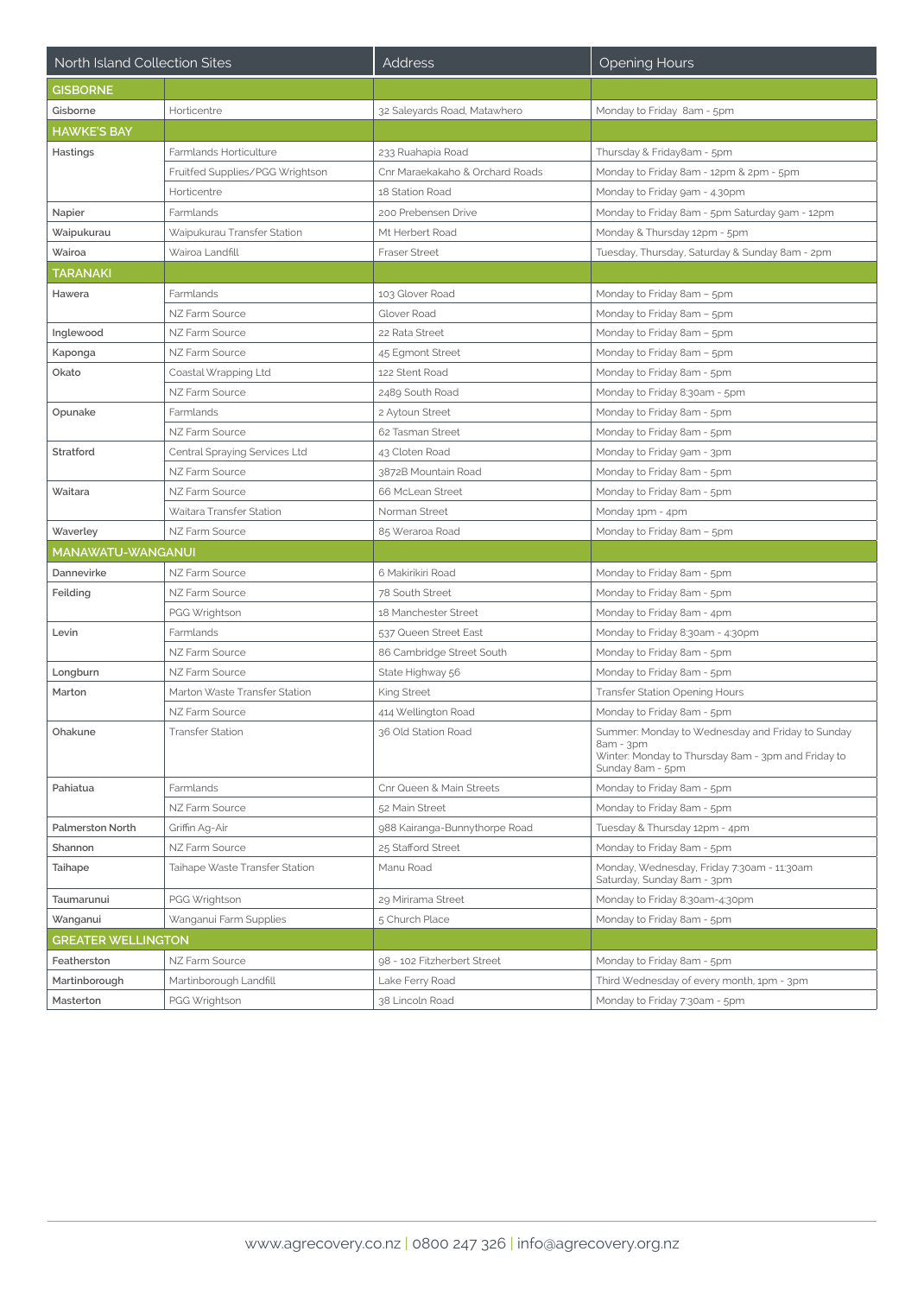| North Island Collection Sites | | Address | Opening Hours |
|---|---|---|---|
| **GISBORNE** | | | |
| Gisborne | Horticentre | 32 Saleyards Road, Matawhero | Monday to Friday 8am - 5pm |
| **HAWKE'S BAY** | | | |
| Hastings | Farmlands Horticulture | 233 Ruahapia Road | Thursday & Friday8am - 5pm |
| | Fruitfed Supplies/PGG Wrightson | Cnr Maraekakaho & Orchard Roads | Monday to Friday 8am - 12pm & 2pm - 5pm |
| | Horticentre | 18 Station Road | Monday to Friday 9am - 4.30pm |
| Napier | Farmlands | 200 Prebensen Drive | Monday to Friday 8am - 5pm Saturday 9am - 12pm |
| Waipukurau | Waipukurau Transfer Station | Mt Herbert Road | Monday & Thursday 12pm - 5pm |
| Wairoa | Wairoa Landfill | Fraser Street | Tuesday, Thursday, Saturday & Sunday 8am - 2pm |
| **TARANAKI** | | | |
| Hawera | Farmlands | 103 Glover Road | Monday to Friday 8am – 5pm |
| | NZ Farm Source | Glover Road | Monday to Friday 8am – 5pm |
| Inglewood | NZ Farm Source | 22 Rata Street | Monday to Friday 8am – 5pm |
| Kaponga | NZ Farm Source | 45 Egmont Street | Monday to Friday 8am – 5pm |
| Okato | Coastal Wrapping Ltd | 122 Stent Road | Monday to Friday 8am - 5pm |
| | NZ Farm Source | 2489 South Road | Monday to Friday 8:30am - 5pm |
| Opunake | Farmlands | 2 Aytoun Street | Monday to Friday 8am - 5pm |
| | NZ Farm Source | 62 Tasman Street | Monday to Friday 8am - 5pm |
| Stratford | Central Spraying Services Ltd | 43 Cloten Road | Monday to Friday 9am - 3pm |
| | NZ Farm Source | 3872B Mountain Road | Monday to Friday 8am - 5pm |
| Waitara | NZ Farm Source | 66 McLean Street | Monday to Friday 8am - 5pm |
| | Waitara Transfer Station | Norman Street | Monday 1pm - 4pm |
| Waverley | NZ Farm Source | 85 Weraroa Road | Monday to Friday 8am – 5pm |
| **MANAWATU-WANGANUI** | | | |
| Dannevirke | NZ Farm Source | 6 Makirikiri Road | Monday to Friday 8am - 5pm |
| Feilding | NZ Farm Source | 78 South Street | Monday to Friday 8am - 5pm |
| | PGG Wrightson | 18 Manchester Street | Monday to Friday 8am - 4pm |
| Levin | Farmlands | 537 Queen Street East | Monday to Friday 8:30am - 4:30pm |
| | NZ Farm Source | 86 Cambridge Street South | Monday to Friday 8am - 5pm |
| Longburn | NZ Farm Source | State Highway 56 | Monday to Friday 8am - 5pm |
| Marton | Marton Waste Transfer Station | King Street | Transfer Station Opening Hours |
| | NZ Farm Source | 414 Wellington Road | Monday to Friday 8am - 5pm |
| Ohakune | Transfer Station | 36 Old Station Road | Summer: Monday to Wednesday and Friday to Sunday 8am - 3pm<br>Winter: Monday to Thursday 8am - 3pm and Friday to Sunday 8am - 5pm |
| Pahiatua | Farmlands | Cnr Queen & Main Streets | Monday to Friday 8am - 5pm |
| | NZ Farm Source | 52 Main Street | Monday to Friday 8am - 5pm |
| Palmerston North | Griffin Ag-Air | 988 Kairanga-Bunnythorpe Road | Tuesday & Thursday 12pm - 4pm |
| Shannon | NZ Farm Source | 25 Stafford Street | Monday to Friday 8am - 5pm |
| Taihape | Taihape Waste Transfer Station | Manu Road | Monday, Wednesday, Friday 7:30am - 11:30am<br>Saturday, Sunday 8am - 3pm |
| Taumarunui | PGG Wrightson | 29 Mirirama Street | Monday to Friday 8:30am-4:30pm |
| Wanganui | Wanganui Farm Supplies | 5 Church Place | Monday to Friday 8am - 5pm |
| **GREATER WELLINGTON** | | | |
| Featherston | NZ Farm Source | 98 - 102 Fitzherbert Street | Monday to Friday 8am - 5pm |
| Martinborough | Martinborough Landfill | Lake Ferry Road | Third Wednesday of every month, 1pm - 3pm |
| Masterton | PGG Wrightson | 38 Lincoln Road | Monday to Friday 7:30am - 5pm |

www.agrecovery.co.nz | 0800 247 326 | info@agrecovery.org.nz